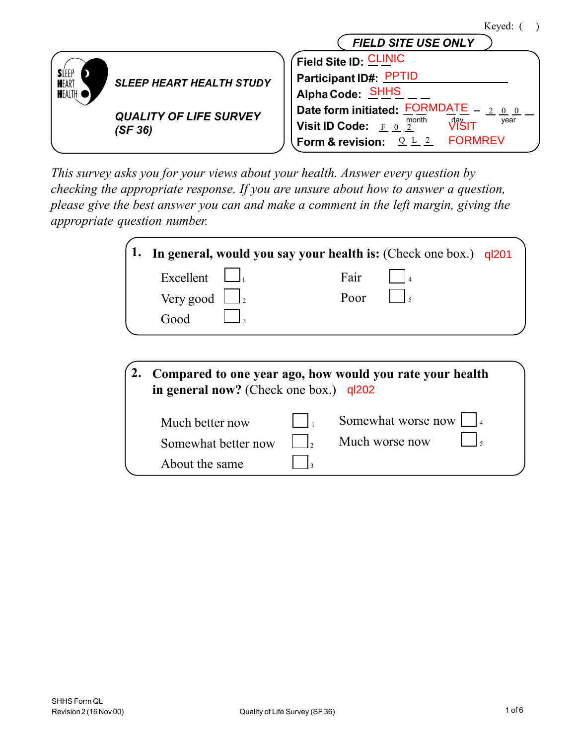Keyed: ( )

**FIELD SITE USE ONLY**

**SLEEP HEART HEALTH STUDY**

**QUALITY OF LIFE SURVEY (SF 36)**

**Field Site ID:** CLINIC
**Participant ID#:** PPTID
**Alpha Code:** SHHS _ _
**Date form initiated:** FORMDATE _ _ – _ _ – 2 0 0 _ (month, day, year)
**Visit ID Code:** F 0 2 VISIT
**Form & revision:** Q L 2 FORMREV

*This survey asks you for your views about your health. Answer every question by checking the appropriate response. If you are unsure about how to answer a question, please give the best answer you can and make a comment in the left margin, giving the appropriate question number.*

**1. In general, would you say your health is:** (Check one box.) ql201

| | | | |
|---|---|---|---|
| Excellent | ☐ 1 | Fair | ☐ 4 |
| Very good | ☐ 2 | Poor | ☐ 5 |
| Good | ☐ 3 | | |

**2. Compared to one year ago, how would you rate your health in general now?** (Check one box.) ql202

| | | | |
|---|---|---|---|
| Much better now | ☐ 1 | Somewhat worse now | ☐ 4 |
| Somewhat better now | ☐ 2 | Much worse now | ☐ 5 |
| About the same | ☐ 3 | | |

SHHS Form QL
Revision 2 (16 Nov 00)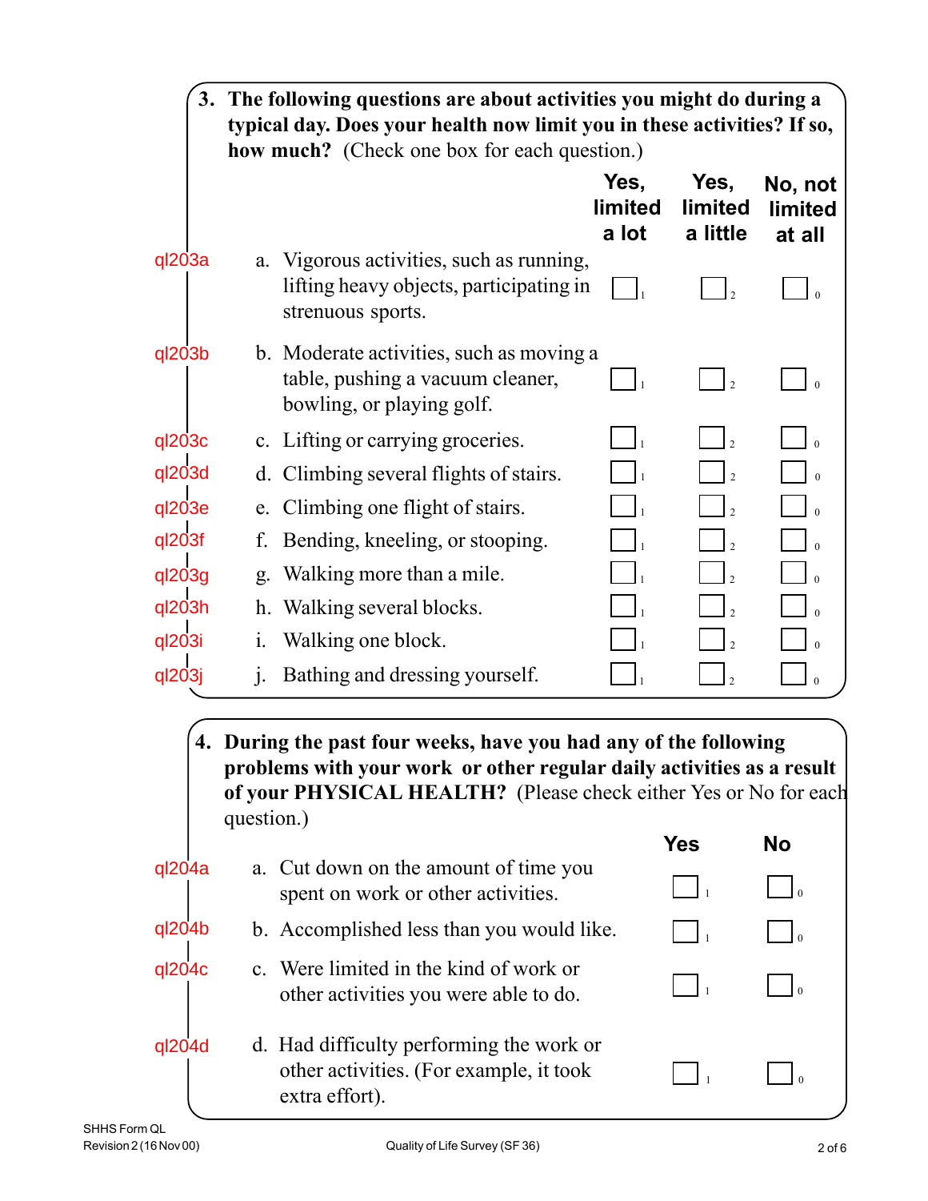**3. The following questions are about activities you might do during a typical day. Does your health now limit you in these activities? If so, how much?** (Check one box for each question.)

| | | Yes, limited a lot | Yes, limited a little | No, not limited at all |
|---|---|---|---|---|
| ql203a | a. Vigorous activities, such as running, lifting heavy objects, participating in strenuous sports. | ☐ 1 | ☐ 2 | ☐ 0 |
| ql203b | b. Moderate activities, such as moving a table, pushing a vacuum cleaner, bowling, or playing golf. | ☐ 1 | ☐ 2 | ☐ 0 |
| ql203c | c. Lifting or carrying groceries. | ☐ 1 | ☐ 2 | ☐ 0 |
| ql203d | d. Climbing several flights of stairs. | ☐ 1 | ☐ 2 | ☐ 0 |
| ql203e | e. Climbing one flight of stairs. | ☐ 1 | ☐ 2 | ☐ 0 |
| ql203f | f. Bending, kneeling, or stooping. | ☐ 1 | ☐ 2 | ☐ 0 |
| ql203g | g. Walking more than a mile. | ☐ 1 | ☐ 2 | ☐ 0 |
| ql203h | h. Walking several blocks. | ☐ 1 | ☐ 2 | ☐ 0 |
| ql203i | i. Walking one block. | ☐ 1 | ☐ 2 | ☐ 0 |
| ql203j | j. Bathing and dressing yourself. | ☐ 1 | ☐ 2 | ☐ 0 |

**4. During the past four weeks, have you had any of the following problems with your work or other regular daily activities as a result of your PHYSICAL HEALTH?** (Please check either Yes or No for each question.)

| | | Yes | No |
|---|---|---|---|
| ql204a | a. Cut down on the amount of time you spent on work or other activities. | ☐ 1 | ☐ 0 |
| ql204b | b. Accomplished less than you would like. | ☐ 1 | ☐ 0 |
| ql204c | c. Were limited in the kind of work or other activities you were able to do. | ☐ 1 | ☐ 0 |
| ql204d | d. Had difficulty performing the work or other activities. (For example, it took extra effort). | ☐ 1 | ☐ 0 |

SHHS Form QL
Revision 2 (16 Nov 00)

Quality of Life Survey (SF 36)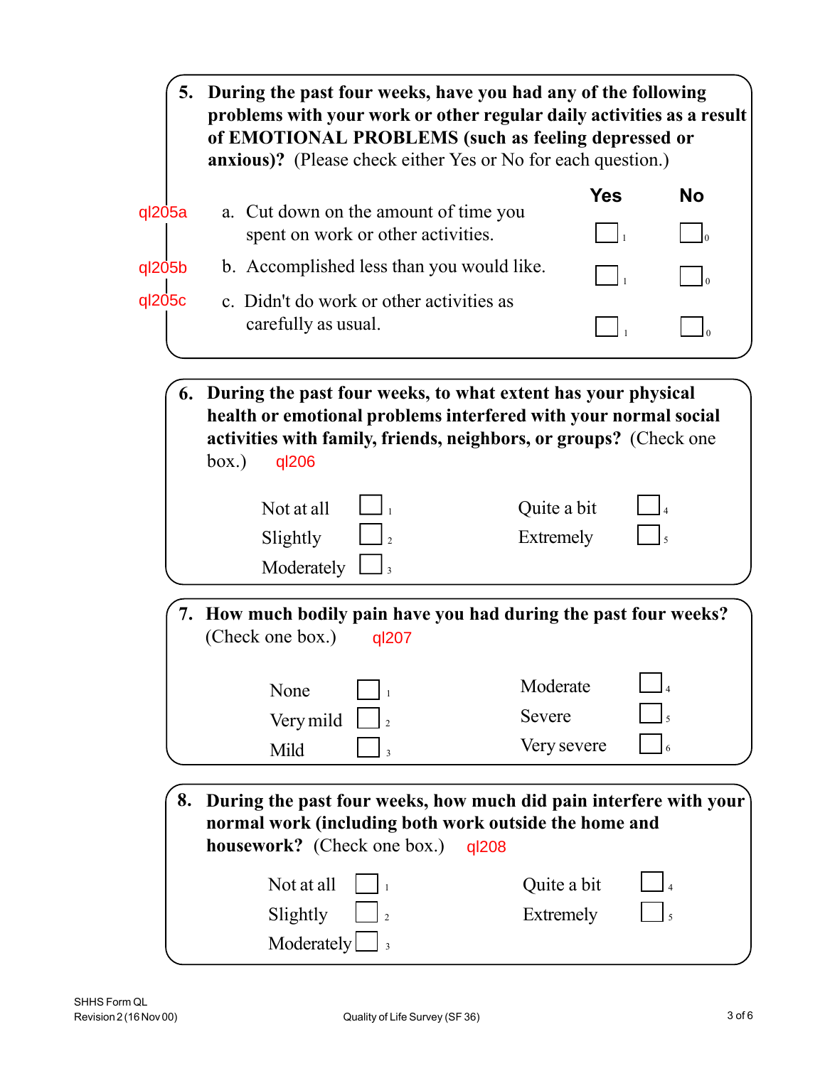**5. During the past four weeks, have you had any of the following problems with your work or other regular daily activities as a result of EMOTIONAL PROBLEMS (such as feeling depressed or anxious)?** (Please check either Yes or No for each question.)

| Variable | Item | Yes | No |
|---|---|---|---|
| ql205a | a. Cut down on the amount of time you spent on work or other activities. | ☐ 1 | ☐ 0 |
| ql205b | b. Accomplished less than you would like. | ☐ 1 | ☐ 0 |
| ql205c | c. Didn't do work or other activities as carefully as usual. | ☐ 1 | ☐ 0 |

**6. During the past four weeks, to what extent has your physical health or emotional problems interfered with your normal social activities with family, friends, neighbors, or groups?** (Check one box.) ql206

- Not at all ☐ 1
- Slightly ☐ 2
- Moderately ☐ 3
- Quite a bit ☐ 4
- Extremely ☐ 5

**7. How much bodily pain have you had during the past four weeks?** (Check one box.) ql207

- None ☐ 1
- Very mild ☐ 2
- Mild ☐ 3
- Moderate ☐ 4
- Severe ☐ 5
- Very severe ☐ 6

**8. During the past four weeks, how much did pain interfere with your normal work (including both work outside the home and housework?** (Check one box.) ql208

- Not at all ☐ 1
- Slightly ☐ 2
- Moderately ☐ 3
- Quite a bit ☐ 4
- Extremely ☐ 5

SHHS Form QL
Revision 2 (16 Nov 00)

Quality of Life Survey (SF 36)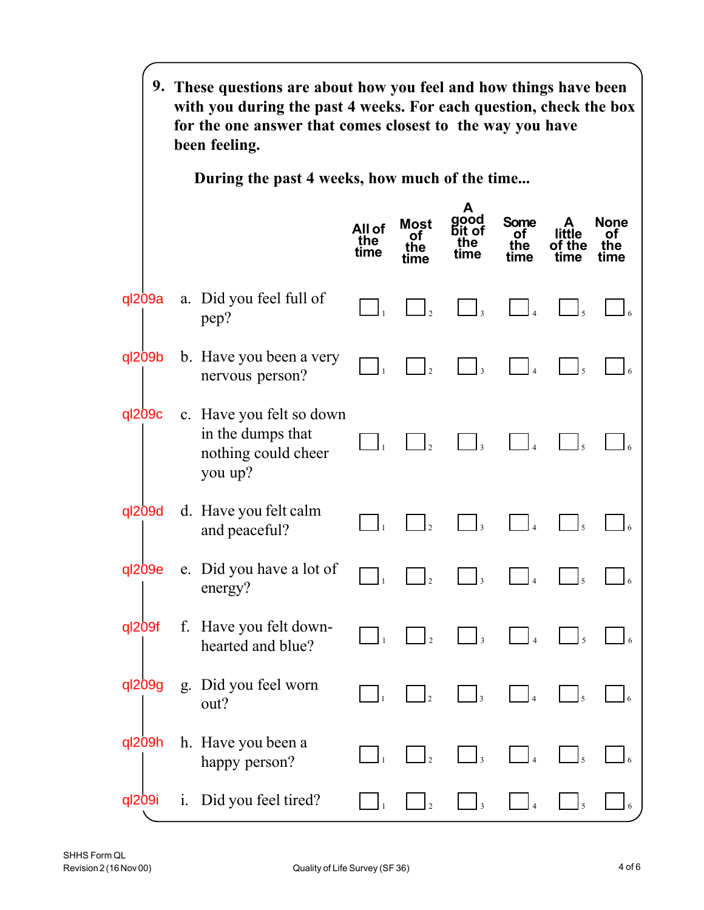**9. These questions are about how you feel and how things have been with you during the past 4 weeks. For each question, check the box for the one answer that comes closest to the way you have been feeling.**

**During the past 4 weeks, how much of the time...**

| | | All of the time | Most of the time | A good bit of the time | Some of the time | A little of the time | None of the time |
|---|---|---|---|---|---|---|---|
| ql209a | a. Did you feel full of pep? | ☐ 1 | ☐ 2 | ☐ 3 | ☐ 4 | ☐ 5 | ☐ 6 |
| ql209b | b. Have you been a very nervous person? | ☐ 1 | ☐ 2 | ☐ 3 | ☐ 4 | ☐ 5 | ☐ 6 |
| ql209c | c. Have you felt so down in the dumps that nothing could cheer you up? | ☐ 1 | ☐ 2 | ☐ 3 | ☐ 4 | ☐ 5 | ☐ 6 |
| ql209d | d. Have you felt calm and peaceful? | ☐ 1 | ☐ 2 | ☐ 3 | ☐ 4 | ☐ 5 | ☐ 6 |
| ql209e | e. Did you have a lot of energy? | ☐ 1 | ☐ 2 | ☐ 3 | ☐ 4 | ☐ 5 | ☐ 6 |
| ql209f | f. Have you felt down-hearted and blue? | ☐ 1 | ☐ 2 | ☐ 3 | ☐ 4 | ☐ 5 | ☐ 6 |
| ql209g | g. Did you feel worn out? | ☐ 1 | ☐ 2 | ☐ 3 | ☐ 4 | ☐ 5 | ☐ 6 |
| ql209h | h. Have you been a happy person? | ☐ 1 | ☐ 2 | ☐ 3 | ☐ 4 | ☐ 5 | ☐ 6 |
| ql209i | i. Did you feel tired? | ☐ 1 | ☐ 2 | ☐ 3 | ☐ 4 | ☐ 5 | ☐ 6 |

SHHS Form QL
Revision 2 (16 Nov 00)

Quality of Life Survey (SF 36)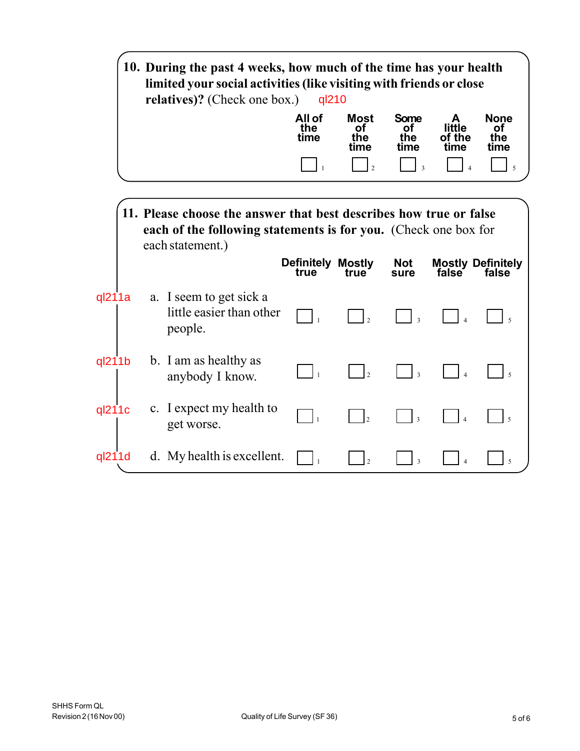**10. During the past 4 weeks, how much of the time has your health limited your social activities (like visiting with friends or close relatives)?** (Check one box.) ql210

| All of the time | Most of the time | Some of the time | A little of the time | None of the time |
|---|---|---|---|---|
| ☐ 1 | ☐ 2 | ☐ 3 | ☐ 4 | ☐ 5 |

**11. Please choose the answer that best describes how true or false each of the following statements is for you.** (Check one box for each statement.)

| | | Definitely true | Mostly true | Not sure | Mostly false | Definitely false |
|---|---|---|---|---|---|---|
| ql211a | a. I seem to get sick a little easier than other people. | ☐ 1 | ☐ 2 | ☐ 3 | ☐ 4 | ☐ 5 |
| ql211b | b. I am as healthy as anybody I know. | ☐ 1 | ☐ 2 | ☐ 3 | ☐ 4 | ☐ 5 |
| ql211c | c. I expect my health to get worse. | ☐ 1 | ☐ 2 | ☐ 3 | ☐ 4 | ☐ 5 |
| ql211d | d. My health is excellent. | ☐ 1 | ☐ 2 | ☐ 3 | ☐ 4 | ☐ 5 |

SHHS Form QL
Revision 2 (16 Nov 00)

Quality of Life Survey (SF 36)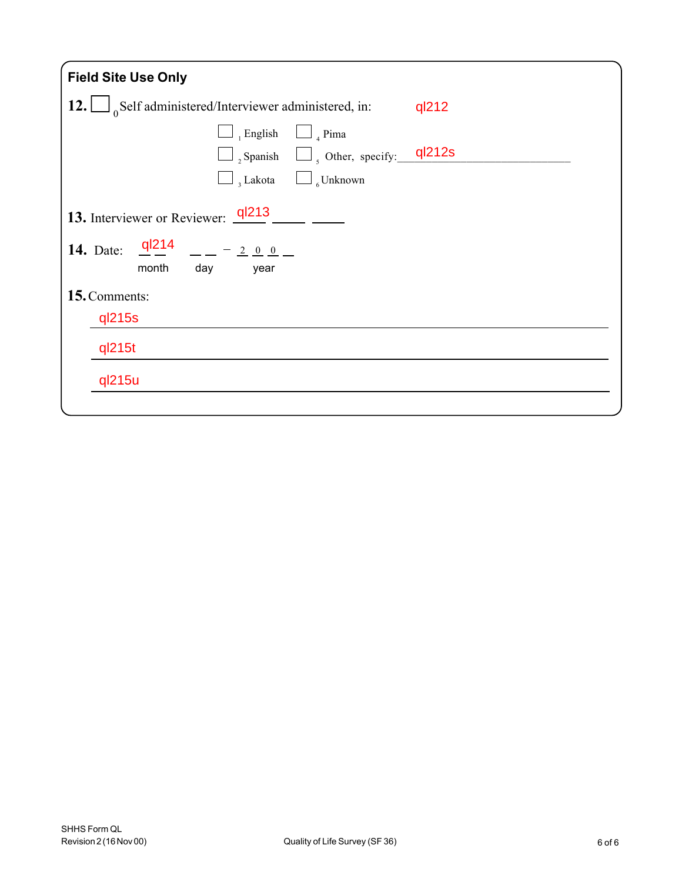**Field Site Use Only**

**12.** ☐ [0] Self administered/Interviewer administered, in: ql212

☐ [1] English ☐ [4] Pima

☐ [2] Spanish ☐ [5] Other, specify: ql212s ____________________

☐ [3] Lakota ☐ [6] Unknown

**13.** Interviewer or Reviewer: ql213 _____ _____

**14.** Date: ql214 _ _ – _ _ – 2 0 0 _

month day year

**15.** Comments:

ql215s

ql215t

ql215u

SHHS Form QL
Revision 2 (16 Nov 00)

Quality of Life Survey (SF 36)